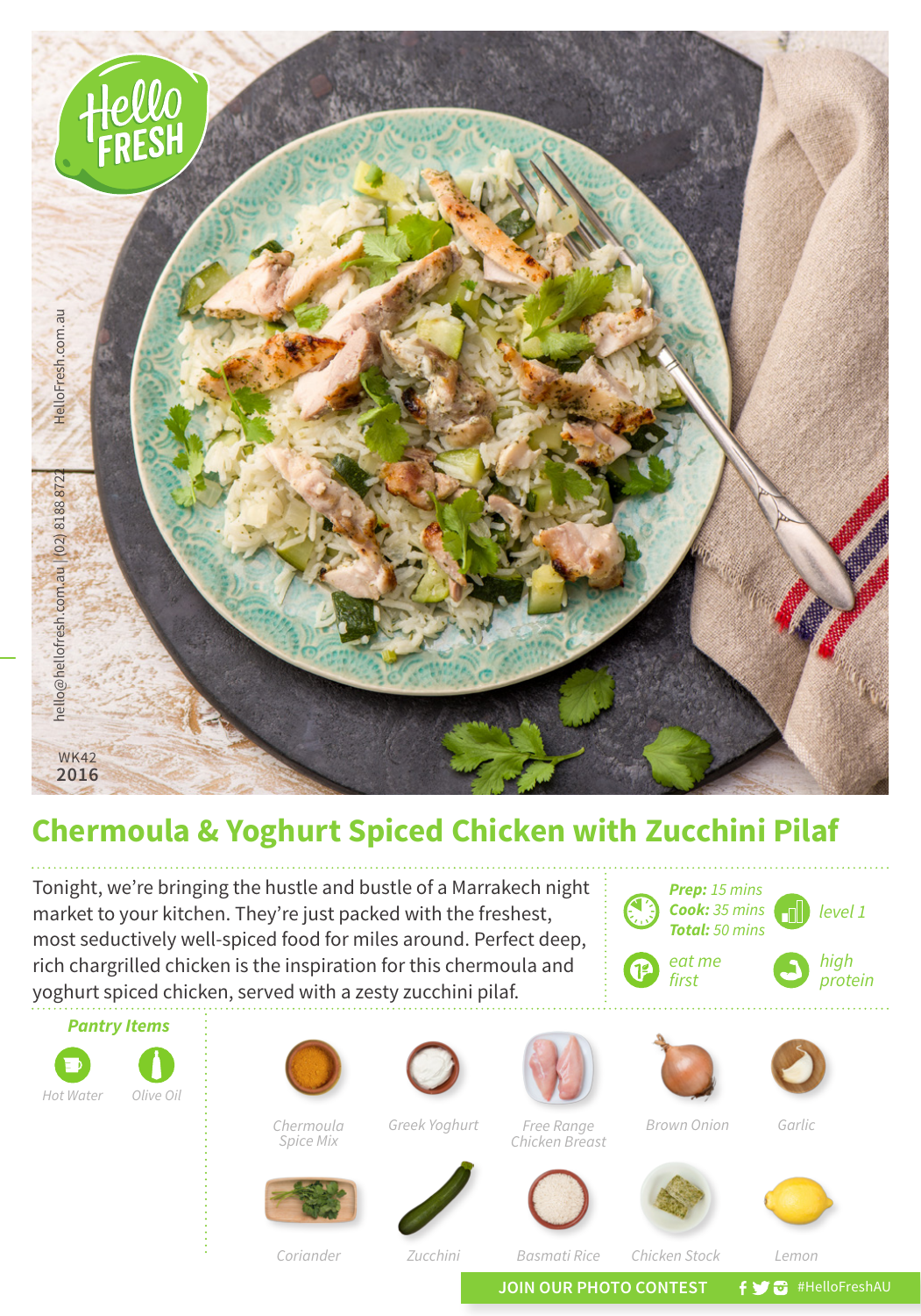HelloFresh.com.au

hello@hellofresh.com.au | (02) 8188 8722

WK42
2016

# Chermoula & Yoghurt Spiced Chicken with Zucchini Pilaf

Tonight, we're bringing the hustle and bustle of a Marrakech night market to your kitchen. They're just packed with the freshest, most seductively well-spiced food for miles around. Perfect deep, rich chargrilled chicken is the inspiration for this chermoula and yoghurt spiced chicken, served with a zesty zucchini pilaf.

***Prep:*** *15 mins*
***Cook:*** *35 mins*
***Total:*** *50 mins*

*level 1*

*eat me first*

*high protein*

### *Pantry Items*

*Hot Water*

*Olive Oil*

*Chermoula Spice Mix*

*Greek Yoghurt*

*Free Range Chicken Breast*

*Brown Onion*

*Garlic*

*Coriander*

*Zucchini*

*Basmati Rice*

*Chicken Stock*

*Lemon*

**JOIN OUR PHOTO CONTEST** #HelloFreshAU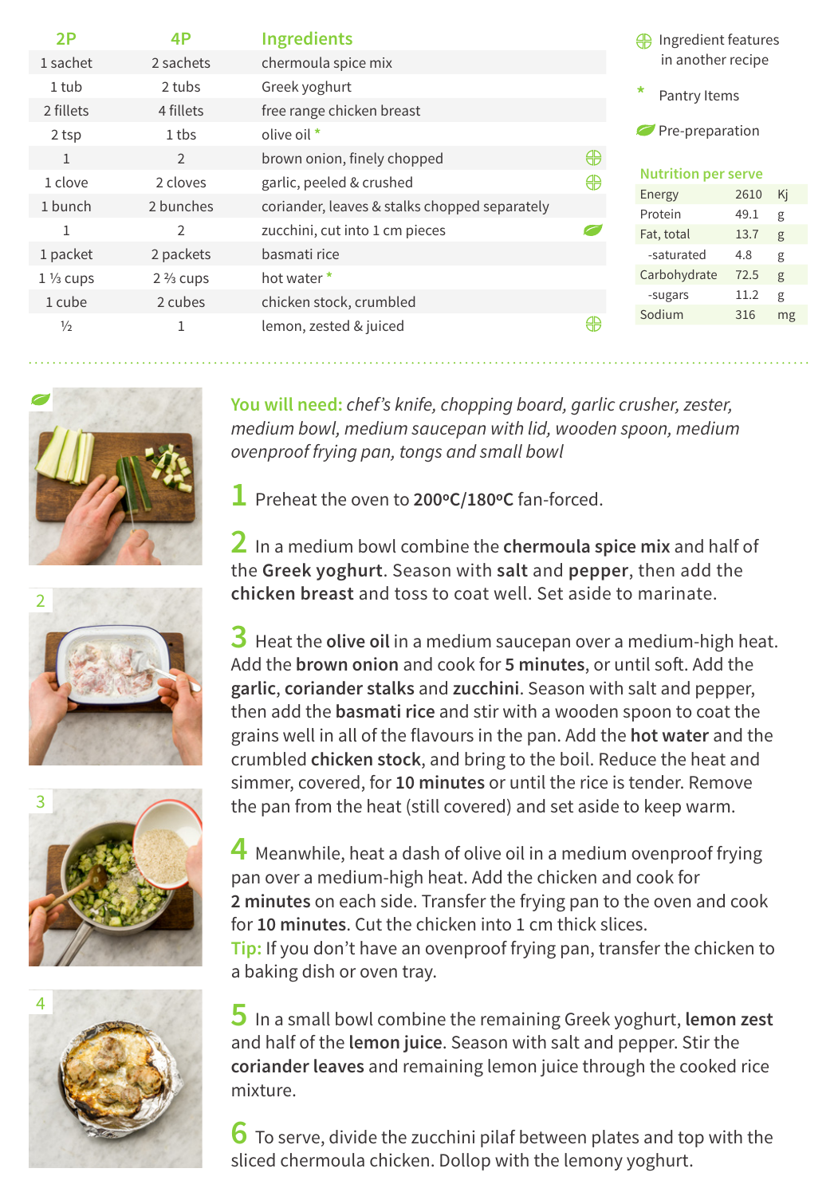| 2P | 4P | Ingredients | |
|---|---|---|---|
| 1 sachet | 2 sachets | chermoula spice mix | |
| 1 tub | 2 tubs | Greek yoghurt | |
| 2 fillets | 4 fillets | free range chicken breast | |
| 2 tsp | 1 tbs | olive oil * | |
| 1 | 2 | brown onion, finely chopped | ⊕ |
| 1 clove | 2 cloves | garlic, peeled & crushed | ⊕ |
| 1 bunch | 2 bunches | coriander, leaves & stalks chopped separately | |
| 1 | 2 | zucchini, cut into 1 cm pieces | Pre-preparation |
| 1 packet | 2 packets | basmati rice | |
| 1 ⅓ cups | 2 ⅔ cups | hot water * | |
| 1 cube | 2 cubes | chicken stock, crumbled | |
| ½ | 1 | lemon, zested & juiced | ⊕ |

⊕ Ingredient features in another recipe

\* Pantry Items

Pre-preparation

**Nutrition per serve**

| | | |
|---|---|---|
| Energy | 2610 | Kj |
| Protein | 49.1 | g |
| Fat, total | 13.7 | g |
| -saturated | 4.8 | g |
| Carbohydrate | 72.5 | g |
| -sugars | 11.2 | g |
| Sodium | 316 | mg |

**You will need:** *chef's knife, chopping board, garlic crusher, zester, medium bowl, medium saucepan with lid, wooden spoon, medium ovenproof frying pan, tongs and small bowl*

**1** Preheat the oven to **200ºC/180ºC** fan-forced.

**2** In a medium bowl combine the **chermoula spice mix** and half of the **Greek yoghurt**. Season with **salt** and **pepper**, then add the **chicken breast** and toss to coat well. Set aside to marinate.

**3** Heat the **olive oil** in a medium saucepan over a medium-high heat. Add the **brown onion** and cook for **5 minutes**, or until soft. Add the **garlic**, **coriander stalks** and **zucchini**. Season with salt and pepper, then add the **basmati rice** and stir with a wooden spoon to coat the grains well in all of the flavours in the pan. Add the **hot water** and the crumbled **chicken stock**, and bring to the boil. Reduce the heat and simmer, covered, for **10 minutes** or until the rice is tender. Remove the pan from the heat (still covered) and set aside to keep warm.

**4** Meanwhile, heat a dash of olive oil in a medium ovenproof frying pan over a medium-high heat. Add the chicken and cook for **2 minutes** on each side. Transfer the frying pan to the oven and cook for **10 minutes**. Cut the chicken into 1 cm thick slices.

**Tip:** If you don't have an ovenproof frying pan, transfer the chicken to a baking dish or oven tray.

**5** In a small bowl combine the remaining Greek yoghurt, **lemon zest** and half of the **lemon juice**. Season with salt and pepper. Stir the **coriander leaves** and remaining lemon juice through the cooked rice mixture.

**6** To serve, divide the zucchini pilaf between plates and top with the sliced chermoula chicken. Dollop with the lemony yoghurt.